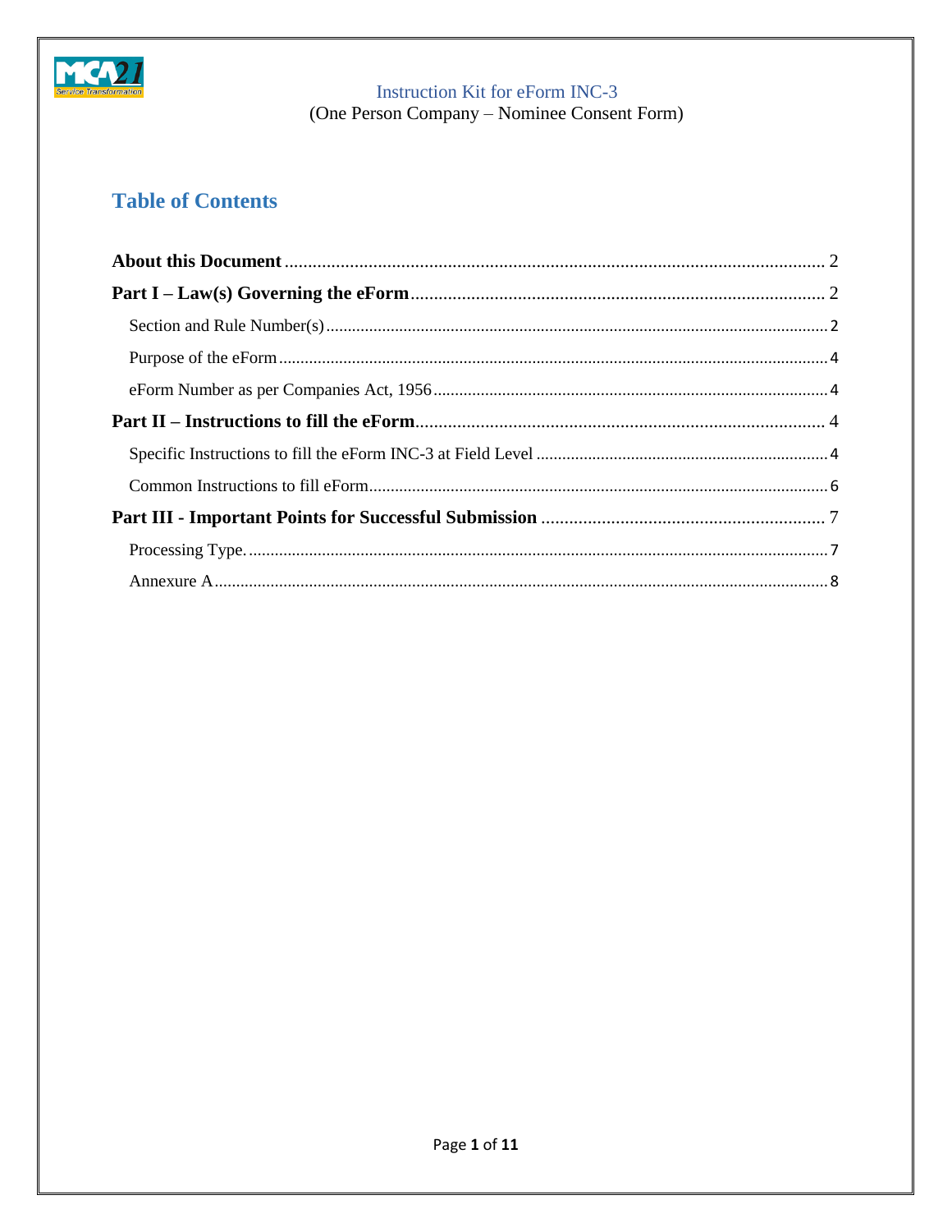Instruction Kit for eForm INC-3
(One Person Company – Nominee Consent Form)

## Table of Contents

**About this Document** .......... 2

**Part I – Law(s) Governing the eForm** .......... 2

- Section and Rule Number(s) .......... 2
- Purpose of the eForm .......... 4
- eForm Number as per Companies Act, 1956 .......... 4

**Part II – Instructions to fill the eForm** .......... 4

- Specific Instructions to fill the eForm INC-3 at Field Level .......... 4
- Common Instructions to fill eForm .......... 6

**Part III - Important Points for Successful Submission** .......... 7

- Processing Type. .......... 7
- Annexure A .......... 8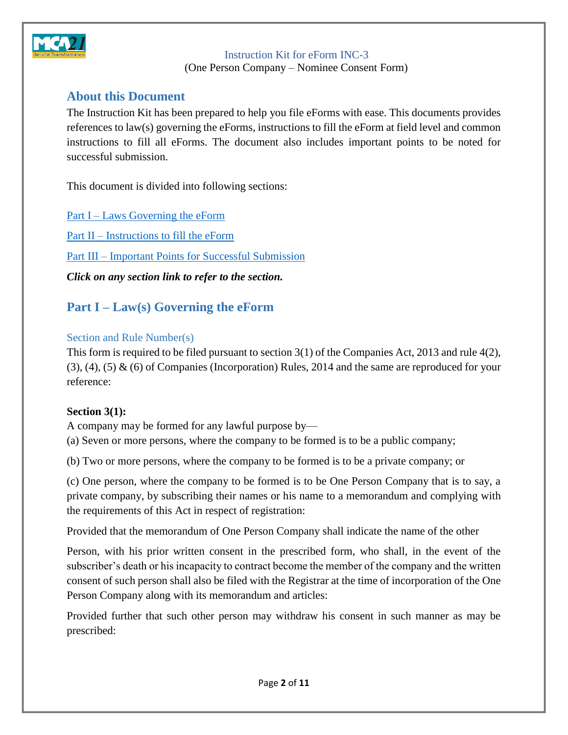Instruction Kit for eForm INC-3

(One Person Company – Nominee Consent Form)

## About this Document

The Instruction Kit has been prepared to help you file eForms with ease. This documents provides references to law(s) governing the eForms, instructions to fill the eForm at field level and common instructions to fill all eForms. The document also includes important points to be noted for successful submission.

This document is divided into following sections:

Part I – Laws Governing the eForm

Part II – Instructions to fill the eForm

Part III – Important Points for Successful Submission

***Click on any section link to refer to the section.***

## Part I – Law(s) Governing the eForm

### Section and Rule Number(s)

This form is required to be filed pursuant to section 3(1) of the Companies Act, 2013 and rule 4(2), (3), (4), (5) & (6) of Companies (Incorporation) Rules, 2014 and the same are reproduced for your reference:

**Section 3(1):**

A company may be formed for any lawful purpose by—

(a) Seven or more persons, where the company to be formed is to be a public company;

(b) Two or more persons, where the company to be formed is to be a private company; or

(c) One person, where the company to be formed is to be One Person Company that is to say, a private company, by subscribing their names or his name to a memorandum and complying with the requirements of this Act in respect of registration:

Provided that the memorandum of One Person Company shall indicate the name of the other

Person, with his prior written consent in the prescribed form, who shall, in the event of the subscriber's death or his incapacity to contract become the member of the company and the written consent of such person shall also be filed with the Registrar at the time of incorporation of the One Person Company along with its memorandum and articles:

Provided further that such other person may withdraw his consent in such manner as may be prescribed: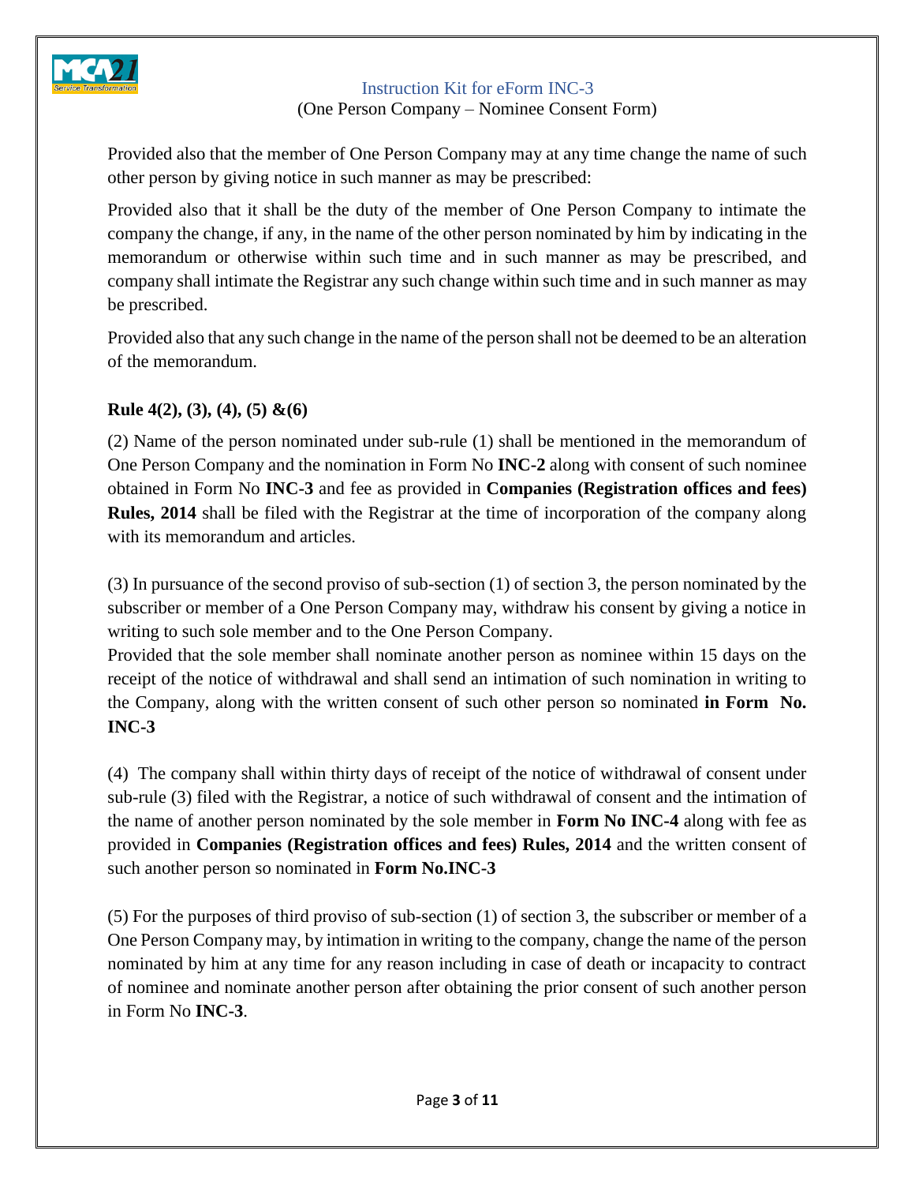Provided also that the member of One Person Company may at any time change the name of such other person by giving notice in such manner as may be prescribed:

Provided also that it shall be the duty of the member of One Person Company to intimate the company the change, if any, in the name of the other person nominated by him by indicating in the memorandum or otherwise within such time and in such manner as may be prescribed, and company shall intimate the Registrar any such change within such time and in such manner as may be prescribed.

Provided also that any such change in the name of the person shall not be deemed to be an alteration of the memorandum.

**Rule 4(2), (3), (4), (5) &(6)**

(2) Name of the person nominated under sub-rule (1) shall be mentioned in the memorandum of One Person Company and the nomination in Form No **INC-2** along with consent of such nominee obtained in Form No **INC-3** and fee as provided in **Companies (Registration offices and fees) Rules, 2014** shall be filed with the Registrar at the time of incorporation of the company along with its memorandum and articles.

(3) In pursuance of the second proviso of sub-section (1) of section 3, the person nominated by the subscriber or member of a One Person Company may, withdraw his consent by giving a notice in writing to such sole member and to the One Person Company.
Provided that the sole member shall nominate another person as nominee within 15 days on the receipt of the notice of withdrawal and shall send an intimation of such nomination in writing to the Company, along with the written consent of such other person so nominated **in Form No. INC-3**

(4) The company shall within thirty days of receipt of the notice of withdrawal of consent under sub-rule (3) filed with the Registrar, a notice of such withdrawal of consent and the intimation of the name of another person nominated by the sole member in **Form No INC-4** along with fee as provided in **Companies (Registration offices and fees) Rules, 2014** and the written consent of such another person so nominated in **Form No.INC-3**

(5) For the purposes of third proviso of sub-section (1) of section 3, the subscriber or member of a One Person Company may, by intimation in writing to the company, change the name of the person nominated by him at any time for any reason including in case of death or incapacity to contract of nominee and nominate another person after obtaining the prior consent of such another person in Form No **INC-3**.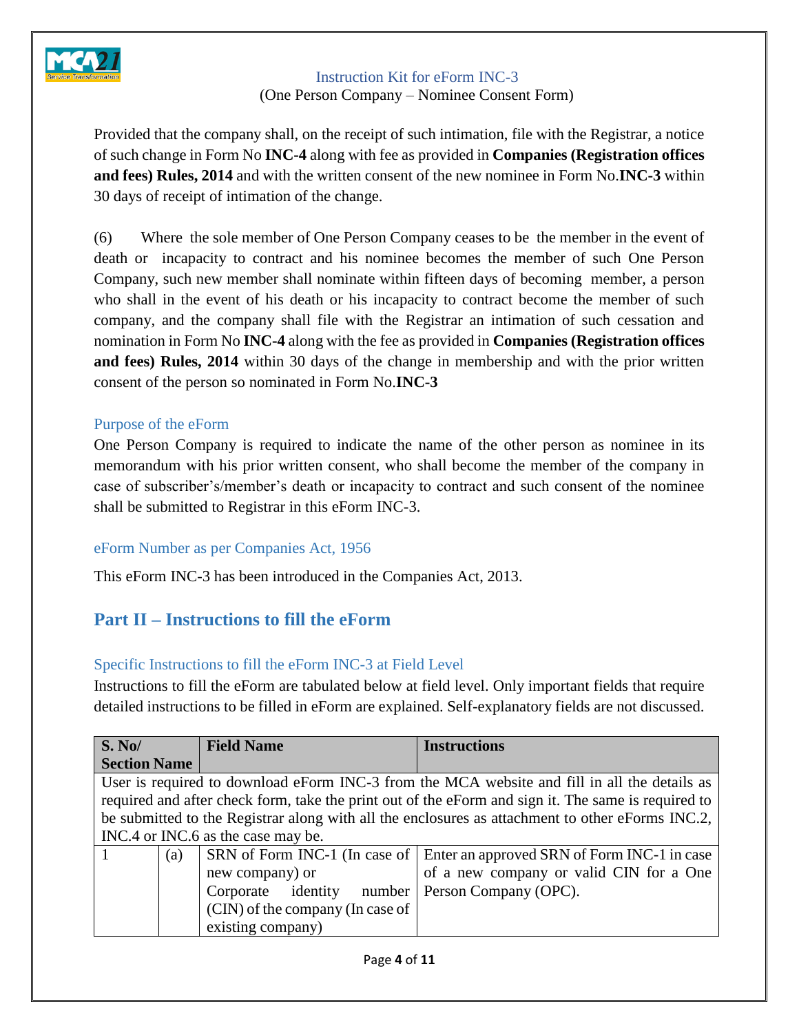Provided that the company shall, on the receipt of such intimation, file with the Registrar, a notice of such change in Form No **INC-4** along with fee as provided in **Companies (Registration offices and fees) Rules, 2014** and with the written consent of the new nominee in Form No.**INC-3** within 30 days of receipt of intimation of the change.

(6) Where the sole member of One Person Company ceases to be the member in the event of death or incapacity to contract and his nominee becomes the member of such One Person Company, such new member shall nominate within fifteen days of becoming member, a person who shall in the event of his death or his incapacity to contract become the member of such company, and the company shall file with the Registrar an intimation of such cessation and nomination in Form No **INC-4** along with the fee as provided in **Companies (Registration offices and fees) Rules, 2014** within 30 days of the change in membership and with the prior written consent of the person so nominated in Form No.**INC-3**

### Purpose of the eForm

One Person Company is required to indicate the name of the other person as nominee in its memorandum with his prior written consent, who shall become the member of the company in case of subscriber's/member's death or incapacity to contract and such consent of the nominee shall be submitted to Registrar in this eForm INC-3.

### eForm Number as per Companies Act, 1956

This eForm INC-3 has been introduced in the Companies Act, 2013.

## Part II – Instructions to fill the eForm

### Specific Instructions to fill the eForm INC-3 at Field Level

Instructions to fill the eForm are tabulated below at field level. Only important fields that require detailed instructions to be filled in eForm are explained. Self-explanatory fields are not discussed.

| S. No/ Section Name | | Field Name | Instructions |
|---|---|---|---|
| User is required to download eForm INC-3 from the MCA website and fill in all the details as required and after check form, take the print out of the eForm and sign it. The same is required to be submitted to the Registrar along with all the enclosures as attachment to other eForms INC.2, INC.4 or INC.6 as the case may be. | | | |
| 1 | (a) | SRN of Form INC-1 (In case of new company) or Corporate identity number (CIN) of the company (In case of existing company) | Enter an approved SRN of Form INC-1 in case of a new company or valid CIN for a One Person Company (OPC). |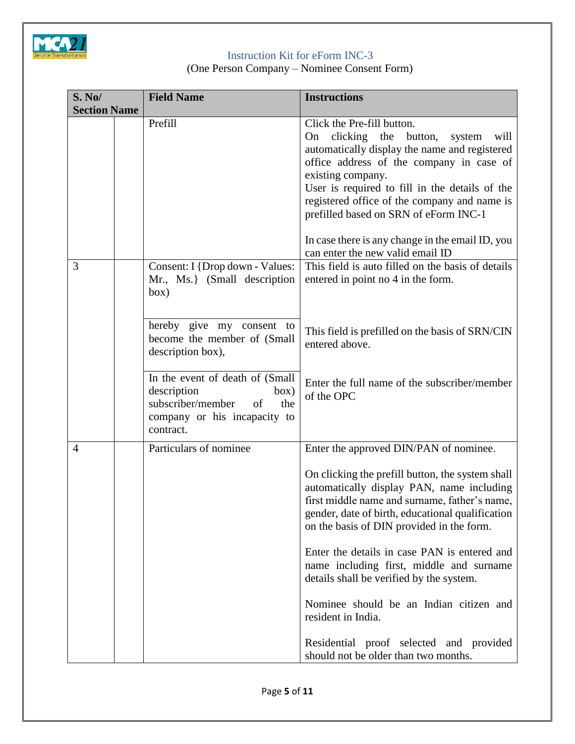| S. No/ Section Name | | Field Name | Instructions |
|---|---|---|---|
| | | Prefill | Click the Pre-fill button.<br>On clicking the button, system will automatically display the name and registered office address of the company in case of existing company.<br>User is required to fill in the details of the registered office of the company and name is prefilled based on SRN of eForm INC-1<br><br>In case there is any change in the email ID, you can enter the new valid email ID |
| 3 | | Consent: I {Drop down - Values: Mr., Ms.} (Small description box) | This field is auto filled on the basis of details entered in point no 4 in the form. |
| | | hereby give my consent to become the member of (Small description box), | This field is prefilled on the basis of SRN/CIN entered above. |
| | | In the event of death of (Small description box) subscriber/member of the company or his incapacity to contract. | Enter the full name of the subscriber/member of the OPC |
| 4 | | Particulars of nominee | Enter the approved DIN/PAN of nominee.<br><br>On clicking the prefill button, the system shall automatically display PAN, name including first middle name and surname, father's name, gender, date of birth, educational qualification on the basis of DIN provided in the form.<br><br>Enter the details in case PAN is entered and name including first, middle and surname details shall be verified by the system.<br><br>Nominee should be an Indian citizen and resident in India.<br><br>Residential proof selected and provided should not be older than two months. |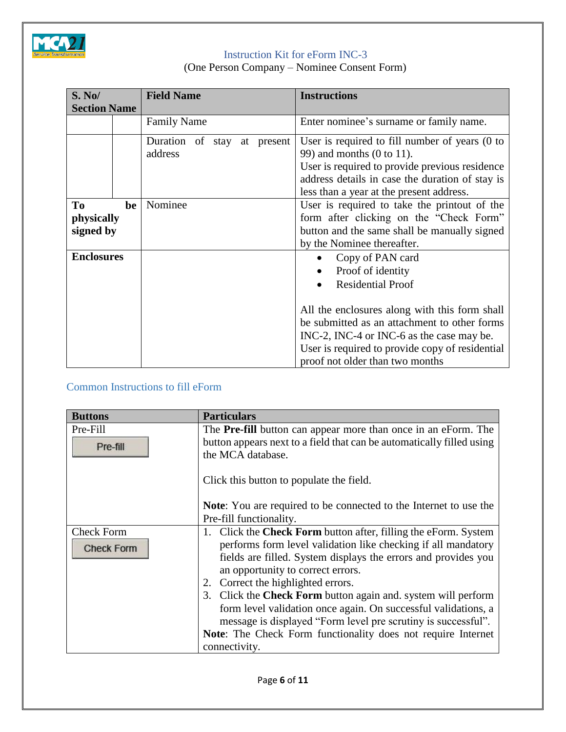Instruction Kit for eForm INC-3
(One Person Company – Nominee Consent Form)

| S. No/ Section Name | | Field Name | Instructions |
|---|---|---|---|
| | | Family Name | Enter nominee's surname or family name. |
| | | Duration of stay at present address | User is required to fill number of years (0 to 99) and months (0 to 11).<br>User is required to provide previous residence address details in case the duration of stay is less than a year at the present address. |
| **To be physically signed by** | | Nominee | User is required to take the printout of the form after clicking on the "Check Form" button and the same shall be manually signed by the Nominee thereafter. |
| **Enclosures** | | | • Copy of PAN card<br>• Proof of identity<br>• Residential Proof<br><br>All the enclosures along with this form shall be submitted as an attachment to other forms INC-2, INC-4 or INC-6 as the case may be.<br>User is required to provide copy of residential proof not older than two months |

## Common Instructions to fill eForm

| Buttons | Particulars |
|---|---|
| Pre-Fill<br>Pre-fill | The **Pre-fill** button can appear more than once in an eForm. The button appears next to a field that can be automatically filled using the MCA database.<br><br>Click this button to populate the field.<br><br>**Note**: You are required to be connected to the Internet to use the Pre-fill functionality. |
| Check Form<br>Check Form | 1. Click the **Check Form** button after, filling the eForm. System performs form level validation like checking if all mandatory fields are filled. System displays the errors and provides you an opportunity to correct errors.<br>2. Correct the highlighted errors.<br>3. Click the **Check Form** button again and. system will perform form level validation once again. On successful validations, a message is displayed "Form level pre scrutiny is successful".<br>**Note**: The Check Form functionality does not require Internet connectivity. |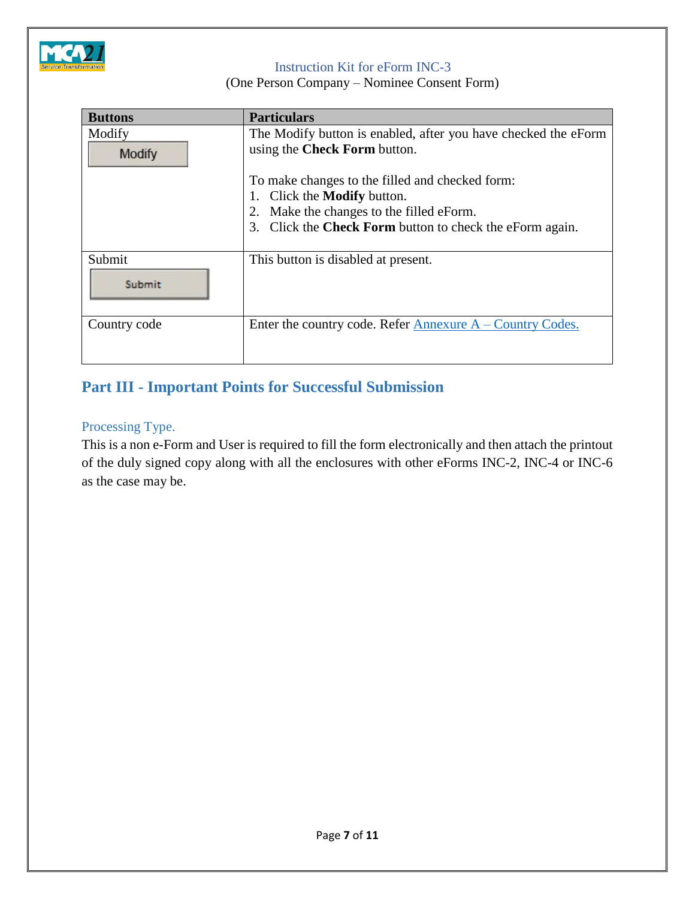| Buttons | Particulars |
|---|---|
| Modify | The Modify button is enabled, after you have checked the eForm using the **Check Form** button.<br><br>To make changes to the filled and checked form:<br>1. Click the **Modify** button.<br>2. Make the changes to the filled eForm.<br>3. Click the **Check Form** button to check the eForm again. |
| Submit | This button is disabled at present. |
| Country code | Enter the country code. Refer Annexure A – Country Codes. |

## Part III - Important Points for Successful Submission

### Processing Type.

This is a non e-Form and User is required to fill the form electronically and then attach the printout of the duly signed copy along with all the enclosures with other eForms INC-2, INC-4 or INC-6 as the case may be.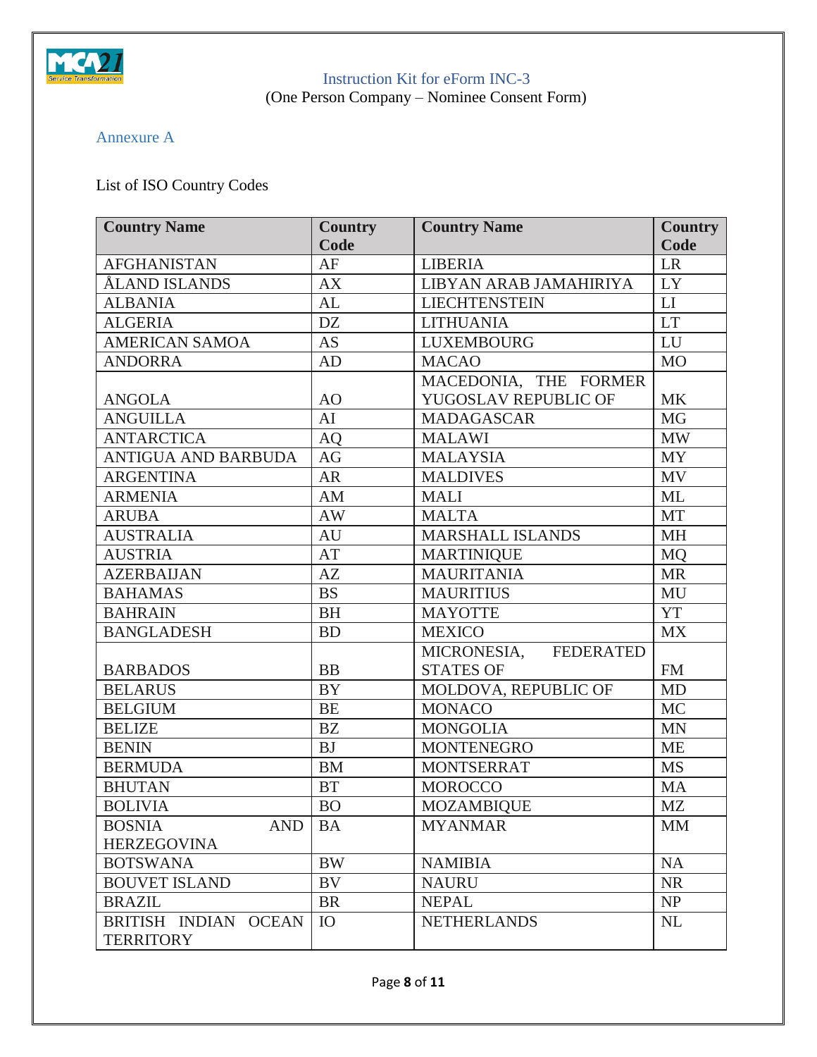Annexure A

List of ISO Country Codes

| Country Name | Country Code | Country Name | Country Code |
|---|---|---|---|
| AFGHANISTAN | AF | LIBERIA | LR |
| ÅLAND ISLANDS | AX | LIBYAN ARAB JAMAHIRIYA | LY |
| ALBANIA | AL | LIECHTENSTEIN | LI |
| ALGERIA | DZ | LITHUANIA | LT |
| AMERICAN SAMOA | AS | LUXEMBOURG | LU |
| ANDORRA | AD | MACAO | MO |
| ANGOLA | AO | MACEDONIA, THE FORMER YUGOSLAV REPUBLIC OF | MK |
| ANGUILLA | AI | MADAGASCAR | MG |
| ANTARCTICA | AQ | MALAWI | MW |
| ANTIGUA AND BARBUDA | AG | MALAYSIA | MY |
| ARGENTINA | AR | MALDIVES | MV |
| ARMENIA | AM | MALI | ML |
| ARUBA | AW | MALTA | MT |
| AUSTRALIA | AU | MARSHALL ISLANDS | MH |
| AUSTRIA | AT | MARTINIQUE | MQ |
| AZERBAIJAN | AZ | MAURITANIA | MR |
| BAHAMAS | BS | MAURITIUS | MU |
| BAHRAIN | BH | MAYOTTE | YT |
| BANGLADESH | BD | MEXICO | MX |
| BARBADOS | BB | MICRONESIA, FEDERATED STATES OF | FM |
| BELARUS | BY | MOLDOVA, REPUBLIC OF | MD |
| BELGIUM | BE | MONACO | MC |
| BELIZE | BZ | MONGOLIA | MN |
| BENIN | BJ | MONTENEGRO | ME |
| BERMUDA | BM | MONTSERRAT | MS |
| BHUTAN | BT | MOROCCO | MA |
| BOLIVIA | BO | MOZAMBIQUE | MZ |
| BOSNIA AND HERZEGOVINA | BA | MYANMAR | MM |
| BOTSWANA | BW | NAMIBIA | NA |
| BOUVET ISLAND | BV | NAURU | NR |
| BRAZIL | BR | NEPAL | NP |
| BRITISH INDIAN OCEAN TERRITORY | IO | NETHERLANDS | NL |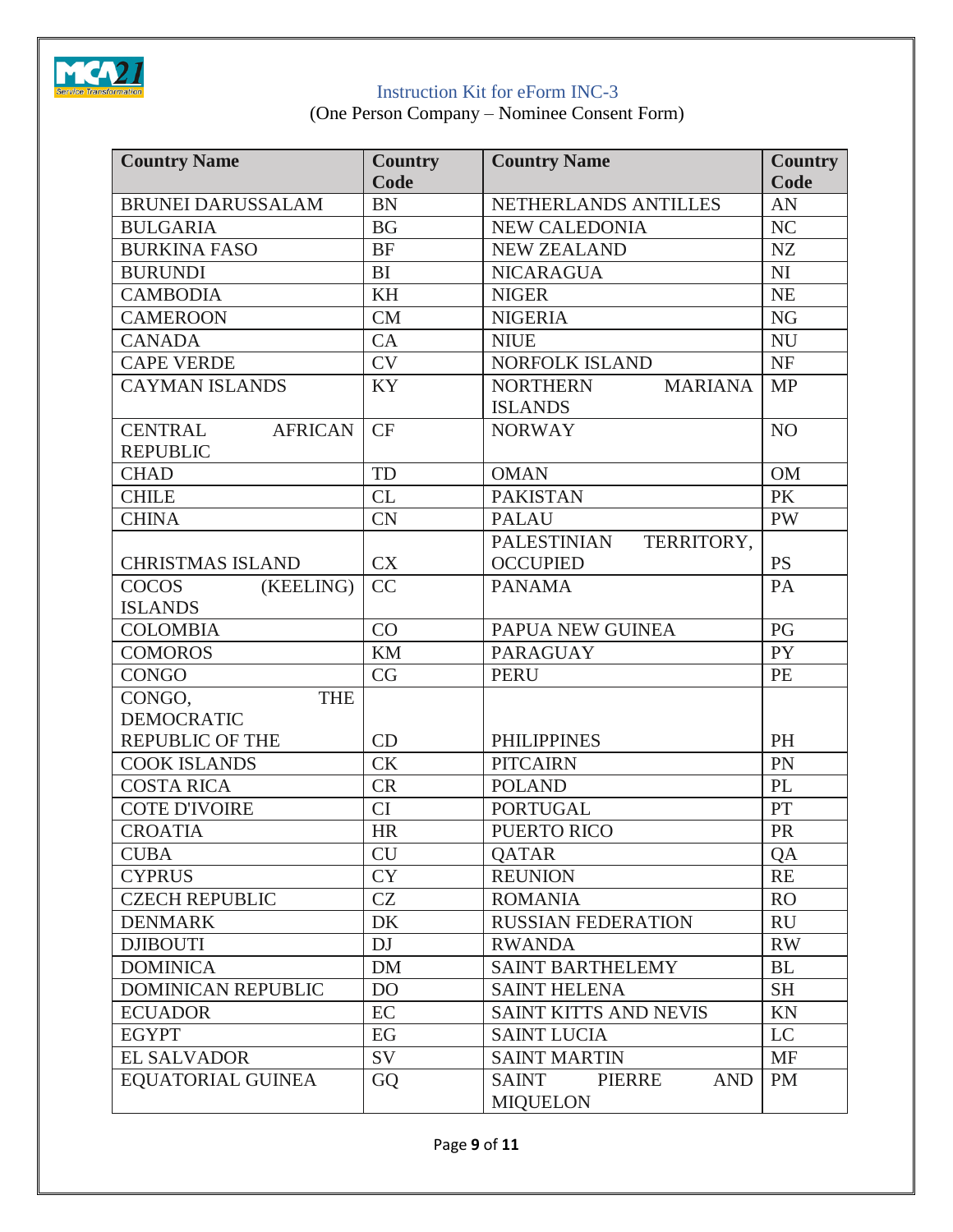| Country Name | Country Code | Country Name | Country Code |
|---|---|---|---|
| BRUNEI DARUSSALAM | BN | NETHERLANDS ANTILLES | AN |
| BULGARIA | BG | NEW CALEDONIA | NC |
| BURKINA FASO | BF | NEW ZEALAND | NZ |
| BURUNDI | BI | NICARAGUA | NI |
| CAMBODIA | KH | NIGER | NE |
| CAMEROON | CM | NIGERIA | NG |
| CANADA | CA | NIUE | NU |
| CAPE VERDE | CV | NORFOLK ISLAND | NF |
| CAYMAN ISLANDS | KY | NORTHERN MARIANA ISLANDS | MP |
| CENTRAL AFRICAN REPUBLIC | CF | NORWAY | NO |
| CHAD | TD | OMAN | OM |
| CHILE | CL | PAKISTAN | PK |
| CHINA | CN | PALAU | PW |
| CHRISTMAS ISLAND | CX | PALESTINIAN TERRITORY, OCCUPIED | PS |
| COCOS (KEELING) ISLANDS | CC | PANAMA | PA |
| COLOMBIA | CO | PAPUA NEW GUINEA | PG |
| COMOROS | KM | PARAGUAY | PY |
| CONGO | CG | PERU | PE |
| CONGO, THE DEMOCRATIC REPUBLIC OF THE | CD | PHILIPPINES | PH |
| COOK ISLANDS | CK | PITCAIRN | PN |
| COSTA RICA | CR | POLAND | PL |
| COTE D'IVOIRE | CI | PORTUGAL | PT |
| CROATIA | HR | PUERTO RICO | PR |
| CUBA | CU | QATAR | QA |
| CYPRUS | CY | REUNION | RE |
| CZECH REPUBLIC | CZ | ROMANIA | RO |
| DENMARK | DK | RUSSIAN FEDERATION | RU |
| DJIBOUTI | DJ | RWANDA | RW |
| DOMINICA | DM | SAINT BARTHELEMY | BL |
| DOMINICAN REPUBLIC | DO | SAINT HELENA | SH |
| ECUADOR | EC | SAINT KITTS AND NEVIS | KN |
| EGYPT | EG | SAINT LUCIA | LC |
| EL SALVADOR | SV | SAINT MARTIN | MF |
| EQUATORIAL GUINEA | GQ | SAINT PIERRE AND MIQUELON | PM |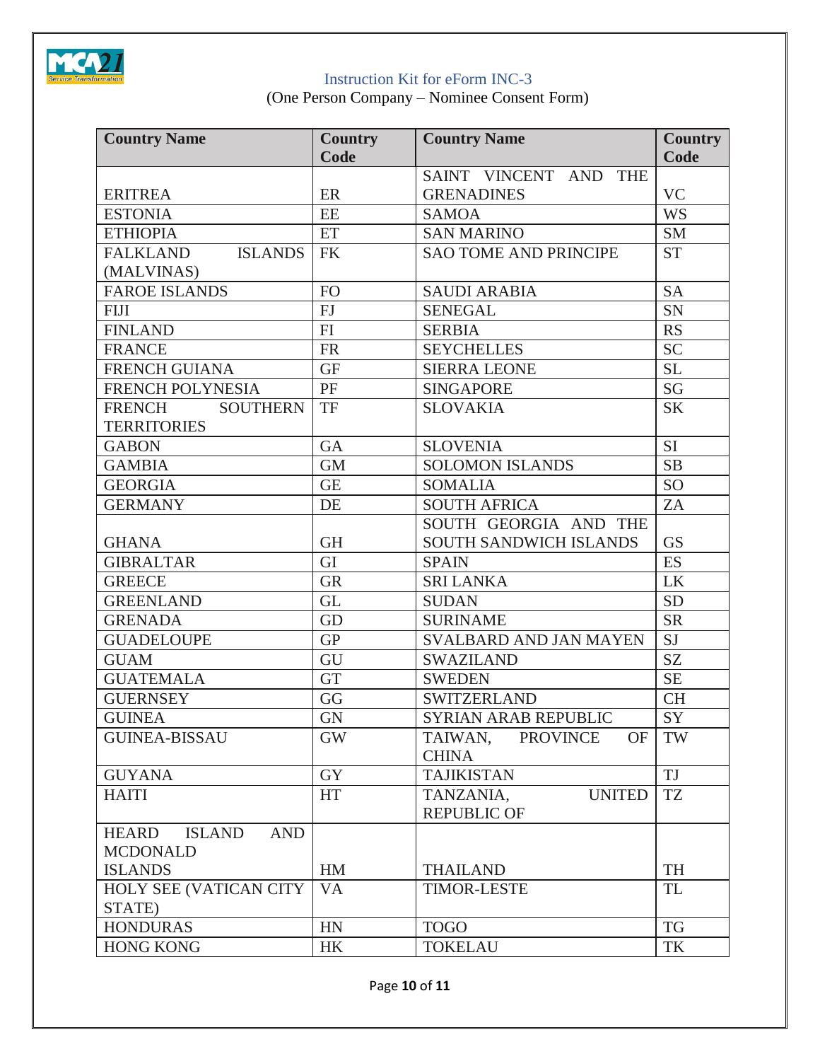| Country Name | Country Code | Country Name | Country Code |
|---|---|---|---|
| ERITREA | ER | SAINT VINCENT AND THE GRENADINES | VC |
| ESTONIA | EE | SAMOA | WS |
| ETHIOPIA | ET | SAN MARINO | SM |
| FALKLAND ISLANDS (MALVINAS) | FK | SAO TOME AND PRINCIPE | ST |
| FAROE ISLANDS | FO | SAUDI ARABIA | SA |
| FIJI | FJ | SENEGAL | SN |
| FINLAND | FI | SERBIA | RS |
| FRANCE | FR | SEYCHELLES | SC |
| FRENCH GUIANA | GF | SIERRA LEONE | SL |
| FRENCH POLYNESIA | PF | SINGAPORE | SG |
| FRENCH SOUTHERN TERRITORIES | TF | SLOVAKIA | SK |
| GABON | GA | SLOVENIA | SI |
| GAMBIA | GM | SOLOMON ISLANDS | SB |
| GEORGIA | GE | SOMALIA | SO |
| GERMANY | DE | SOUTH AFRICA | ZA |
| GHANA | GH | SOUTH GEORGIA AND THE SOUTH SANDWICH ISLANDS | GS |
| GIBRALTAR | GI | SPAIN | ES |
| GREECE | GR | SRI LANKA | LK |
| GREENLAND | GL | SUDAN | SD |
| GRENADA | GD | SURINAME | SR |
| GUADELOUPE | GP | SVALBARD AND JAN MAYEN | SJ |
| GUAM | GU | SWAZILAND | SZ |
| GUATEMALA | GT | SWEDEN | SE |
| GUERNSEY | GG | SWITZERLAND | CH |
| GUINEA | GN | SYRIAN ARAB REPUBLIC | SY |
| GUINEA-BISSAU | GW | TAIWAN, PROVINCE OF CHINA | TW |
| GUYANA | GY | TAJIKISTAN | TJ |
| HAITI | HT | TANZANIA, UNITED REPUBLIC OF | TZ |
| HEARD ISLAND AND MCDONALD ISLANDS | HM | THAILAND | TH |
| HOLY SEE (VATICAN CITY STATE) | VA | TIMOR-LESTE | TL |
| HONDURAS | HN | TOGO | TG |
| HONG KONG | HK | TOKELAU | TK |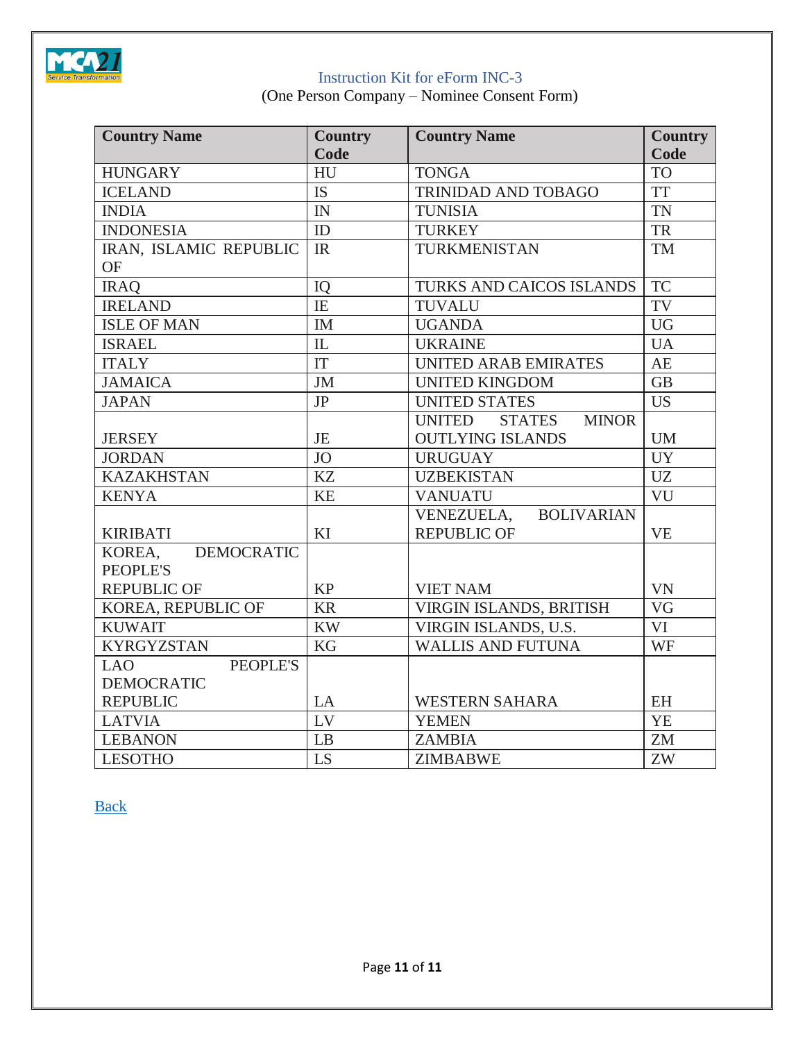| Country Name | Country Code | Country Name | Country Code |
|---|---|---|---|
| HUNGARY | HU | TONGA | TO |
| ICELAND | IS | TRINIDAD AND TOBAGO | TT |
| INDIA | IN | TUNISIA | TN |
| INDONESIA | ID | TURKEY | TR |
| IRAN, ISLAMIC REPUBLIC OF | IR | TURKMENISTAN | TM |
| IRAQ | IQ | TURKS AND CAICOS ISLANDS | TC |
| IRELAND | IE | TUVALU | TV |
| ISLE OF MAN | IM | UGANDA | UG |
| ISRAEL | IL | UKRAINE | UA |
| ITALY | IT | UNITED ARAB EMIRATES | AE |
| JAMAICA | JM | UNITED KINGDOM | GB |
| JAPAN | JP | UNITED STATES | US |
| JERSEY | JE | UNITED STATES MINOR OUTLYING ISLANDS | UM |
| JORDAN | JO | URUGUAY | UY |
| KAZAKHSTAN | KZ | UZBEKISTAN | UZ |
| KENYA | KE | VANUATU | VU |
| KIRIBATI | KI | VENEZUELA, BOLIVARIAN REPUBLIC OF | VE |
| KOREA, DEMOCRATIC PEOPLE'S REPUBLIC OF | KP | VIET NAM | VN |
| KOREA, REPUBLIC OF | KR | VIRGIN ISLANDS, BRITISH | VG |
| KUWAIT | KW | VIRGIN ISLANDS, U.S. | VI |
| KYRGYZSTAN | KG | WALLIS AND FUTUNA | WF |
| LAO PEOPLE'S DEMOCRATIC REPUBLIC | LA | WESTERN SAHARA | EH |
| LATVIA | LV | YEMEN | YE |
| LEBANON | LB | ZAMBIA | ZM |
| LESOTHO | LS | ZIMBABWE | ZW |

Back